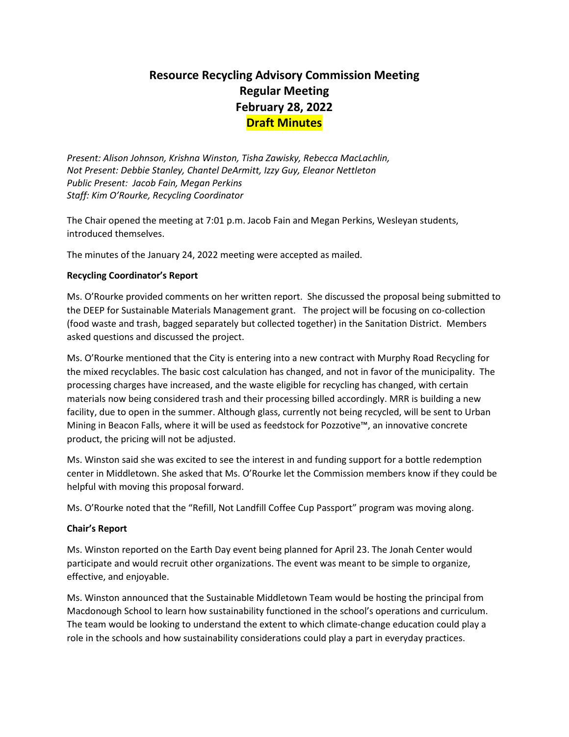# Resource Recycling Advisory Commission Meeting
# Regular Meeting
# February 28, 2022
# Draft Minutes

*Present: Alison Johnson, Krishna Winston, Tisha Zawisky, Rebecca MacLachlin,*
*Not Present: Debbie Stanley, Chantel DeArmitt, Izzy Guy, Eleanor Nettleton*
*Public Present: Jacob Fain, Megan Perkins*
*Staff: Kim O'Rourke, Recycling Coordinator*

The Chair opened the meeting at 7:01 p.m. Jacob Fain and Megan Perkins, Wesleyan students, introduced themselves.

The minutes of the January 24, 2022 meeting were accepted as mailed.

**Recycling Coordinator's Report**

Ms. O'Rourke provided comments on her written report. She discussed the proposal being submitted to the DEEP for Sustainable Materials Management grant. The project will be focusing on co-collection (food waste and trash, bagged separately but collected together) in the Sanitation District. Members asked questions and discussed the project.

Ms. O'Rourke mentioned that the City is entering into a new contract with Murphy Road Recycling for the mixed recyclables. The basic cost calculation has changed, and not in favor of the municipality. The processing charges have increased, and the waste eligible for recycling has changed, with certain materials now being considered trash and their processing billed accordingly. MRR is building a new facility, due to open in the summer. Although glass, currently not being recycled, will be sent to Urban Mining in Beacon Falls, where it will be used as feedstock for Pozzotive™, an innovative concrete product, the pricing will not be adjusted.

Ms. Winston said she was excited to see the interest in and funding support for a bottle redemption center in Middletown. She asked that Ms. O'Rourke let the Commission members know if they could be helpful with moving this proposal forward.

Ms. O'Rourke noted that the "Refill, Not Landfill Coffee Cup Passport" program was moving along.

**Chair's Report**

Ms. Winston reported on the Earth Day event being planned for April 23. The Jonah Center would participate and would recruit other organizations. The event was meant to be simple to organize, effective, and enjoyable.

Ms. Winston announced that the Sustainable Middletown Team would be hosting the principal from Macdonough School to learn how sustainability functioned in the school's operations and curriculum. The team would be looking to understand the extent to which climate-change education could play a role in the schools and how sustainability considerations could play a part in everyday practices.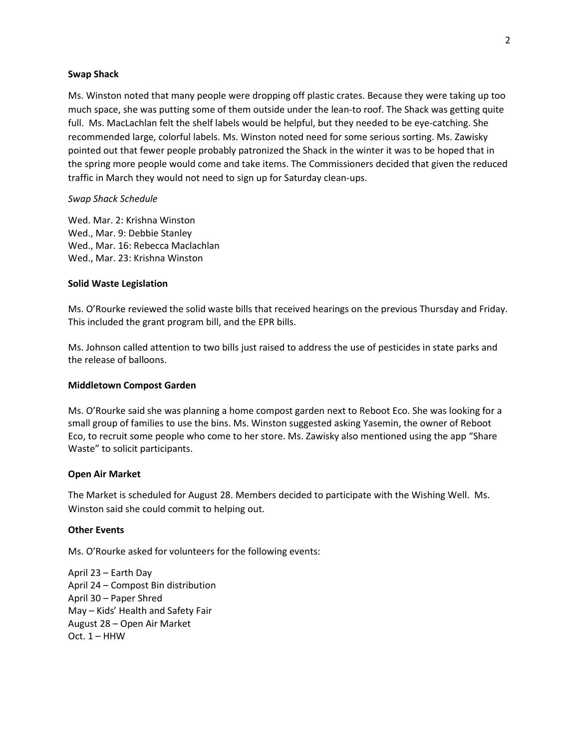**Swap Shack**

Ms. Winston noted that many people were dropping off plastic crates. Because they were taking up too much space, she was putting some of them outside under the lean-to roof. The Shack was getting quite full. Ms. MacLachlan felt the shelf labels would be helpful, but they needed to be eye-catching. She recommended large, colorful labels. Ms. Winston noted need for some serious sorting. Ms. Zawisky pointed out that fewer people probably patronized the Shack in the winter it was to be hoped that in the spring more people would come and take items. The Commissioners decided that given the reduced traffic in March they would not need to sign up for Saturday clean-ups.

*Swap Shack Schedule*

Wed. Mar. 2: Krishna Winston  
Wed., Mar. 9: Debbie Stanley  
Wed., Mar. 16: Rebecca Maclachlan  
Wed., Mar. 23: Krishna Winston

**Solid Waste Legislation**

Ms. O'Rourke reviewed the solid waste bills that received hearings on the previous Thursday and Friday. This included the grant program bill, and the EPR bills.

Ms. Johnson called attention to two bills just raised to address the use of pesticides in state parks and the release of balloons.

**Middletown Compost Garden**

Ms. O'Rourke said she was planning a home compost garden next to Reboot Eco. She was looking for a small group of families to use the bins. Ms. Winston suggested asking Yasemin, the owner of Reboot Eco, to recruit some people who come to her store. Ms. Zawisky also mentioned using the app "Share Waste" to solicit participants.

**Open Air Market**

The Market is scheduled for August 28. Members decided to participate with the Wishing Well. Ms. Winston said she could commit to helping out.

**Other Events**

Ms. O'Rourke asked for volunteers for the following events:

April 23 – Earth Day  
April 24 – Compost Bin distribution  
April 30 – Paper Shred  
May – Kids' Health and Safety Fair  
August 28 – Open Air Market  
Oct. 1 – HHW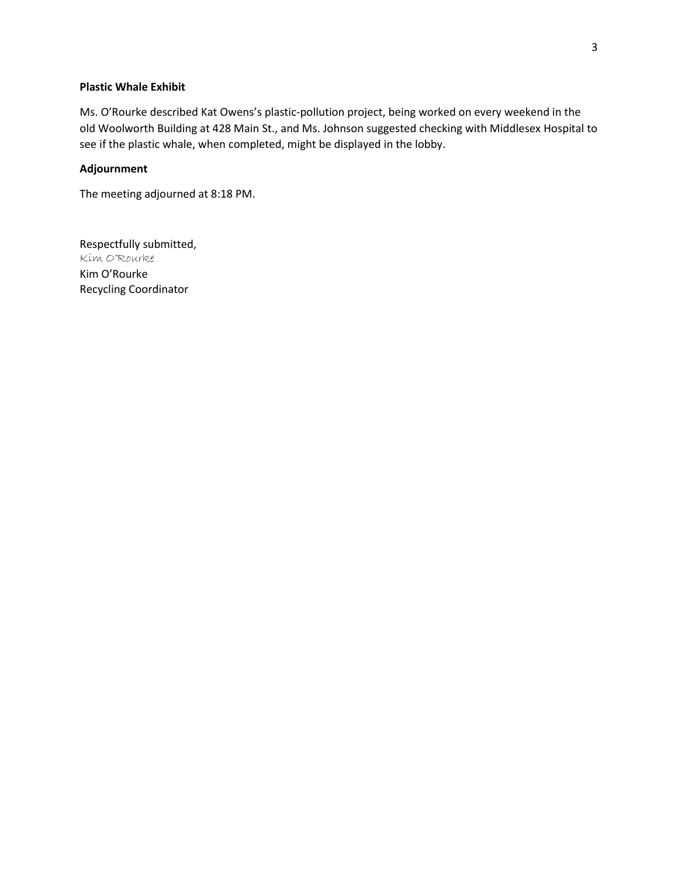**Plastic Whale Exhibit**

Ms. O'Rourke described Kat Owens's plastic-pollution project, being worked on every weekend in the old Woolworth Building at 428 Main St., and Ms. Johnson suggested checking with Middlesex Hospital to see if the plastic whale, when completed, might be displayed in the lobby.

**Adjournment**

The meeting adjourned at 8:18 PM.

Respectfully submitted,
*Kim O'Rourke*
Kim O'Rourke
Recycling Coordinator